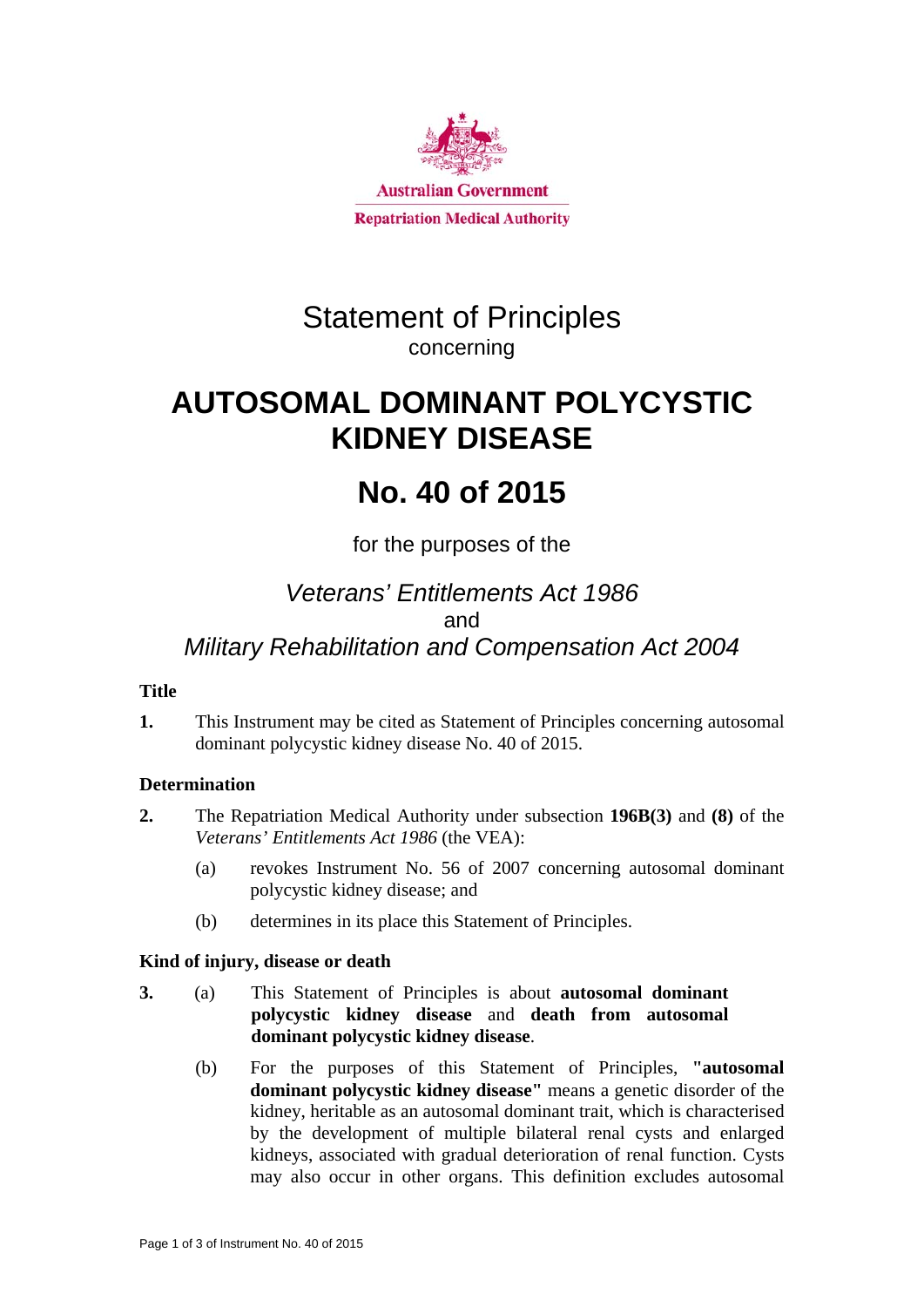Australian Government

Repatriation Medical Authority

# Statement of Principles

concerning

# AUTOSOMAL DOMINANT POLYCYSTIC KIDNEY DISEASE

# No. 40 of 2015

for the purposes of the

*Veterans' Entitlements Act 1986*

and

*Military Rehabilitation and Compensation Act 2004*

### Title

**1.** This Instrument may be cited as Statement of Principles concerning autosomal dominant polycystic kidney disease No. 40 of 2015.

### Determination

**2.** The Repatriation Medical Authority under subsection **196B(3)** and **(8)** of the *Veterans' Entitlements Act 1986* (the VEA):

(a) revokes Instrument No. 56 of 2007 concerning autosomal dominant polycystic kidney disease; and

(b) determines in its place this Statement of Principles.

### Kind of injury, disease or death

**3.** (a) This Statement of Principles is about **autosomal dominant polycystic kidney disease** and **death from autosomal dominant polycystic kidney disease**.

(b) For the purposes of this Statement of Principles, **"autosomal dominant polycystic kidney disease"** means a genetic disorder of the kidney, heritable as an autosomal dominant trait, which is characterised by the development of multiple bilateral renal cysts and enlarged kidneys, associated with gradual deterioration of renal function. Cysts may also occur in other organs. This definition excludes autosomal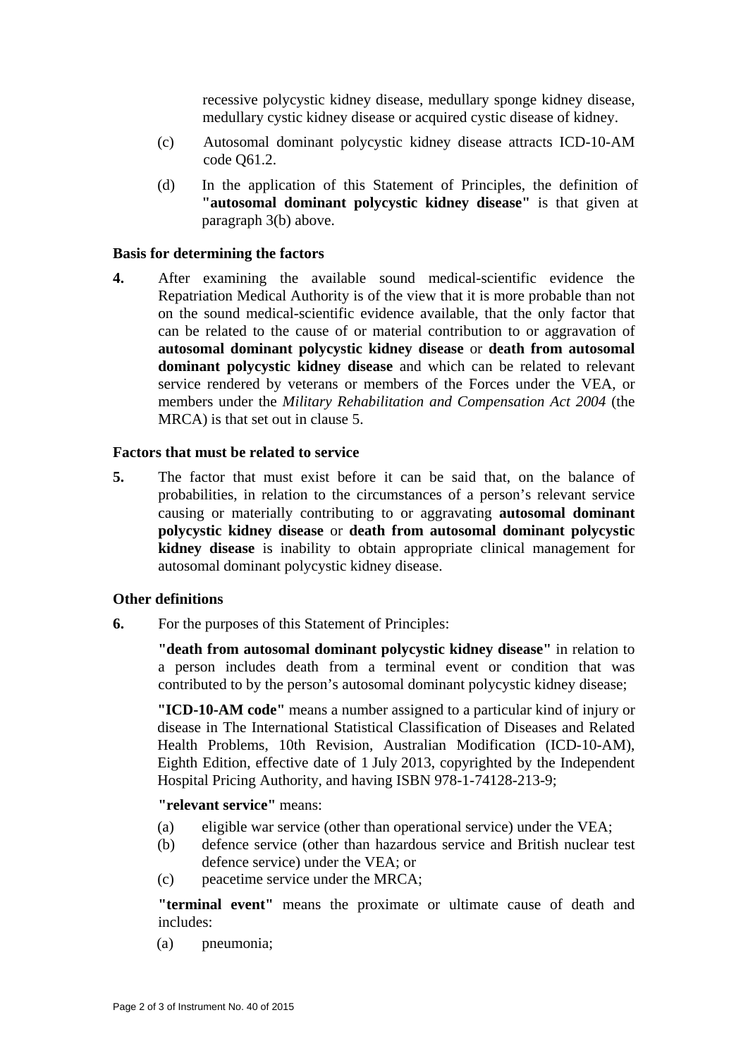recessive polycystic kidney disease, medullary sponge kidney disease, medullary cystic kidney disease or acquired cystic disease of kidney.

(c) Autosomal dominant polycystic kidney disease attracts ICD-10-AM code Q61.2.

(d) In the application of this Statement of Principles, the definition of **"autosomal dominant polycystic kidney disease"** is that given at paragraph 3(b) above.

### Basis for determining the factors

**4.** After examining the available sound medical-scientific evidence the Repatriation Medical Authority is of the view that it is more probable than not on the sound medical-scientific evidence available, that the only factor that can be related to the cause of or material contribution to or aggravation of **autosomal dominant polycystic kidney disease** or **death from autosomal dominant polycystic kidney disease** and which can be related to relevant service rendered by veterans or members of the Forces under the VEA, or members under the *Military Rehabilitation and Compensation Act 2004* (the MRCA) is that set out in clause 5.

### Factors that must be related to service

**5.** The factor that must exist before it can be said that, on the balance of probabilities, in relation to the circumstances of a person's relevant service causing or materially contributing to or aggravating **autosomal dominant polycystic kidney disease** or **death from autosomal dominant polycystic kidney disease** is inability to obtain appropriate clinical management for autosomal dominant polycystic kidney disease.

### Other definitions

**6.** For the purposes of this Statement of Principles:

**"death from autosomal dominant polycystic kidney disease"** in relation to a person includes death from a terminal event or condition that was contributed to by the person's autosomal dominant polycystic kidney disease;

**"ICD-10-AM code"** means a number assigned to a particular kind of injury or disease in The International Statistical Classification of Diseases and Related Health Problems, 10th Revision, Australian Modification (ICD-10-AM), Eighth Edition, effective date of 1 July 2013, copyrighted by the Independent Hospital Pricing Authority, and having ISBN 978-1-74128-213-9;

**"relevant service"** means:

(a) eligible war service (other than operational service) under the VEA;
(b) defence service (other than hazardous service and British nuclear test defence service) under the VEA; or
(c) peacetime service under the MRCA;

**"terminal event"** means the proximate or ultimate cause of death and includes:

(a) pneumonia;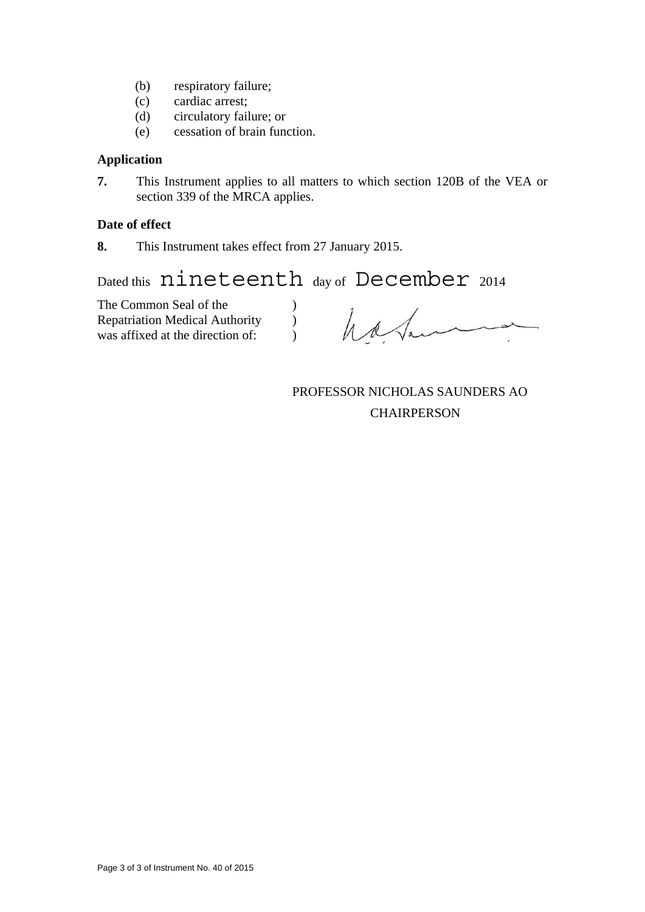(b) respiratory failure;
(c) cardiac arrest;
(d) circulatory failure; or
(e) cessation of brain function.

**Application**

**7.** This Instrument applies to all matters to which section 120B of the VEA or section 339 of the MRCA applies.

**Date of effect**

**8.** This Instrument takes effect from 27 January 2015.

Dated this nineteenth day of December 2014

The Common Seal of the Repatriation Medical Authority was affixed at the direction of:

PROFESSOR NICHOLAS SAUNDERS AO

CHAIRPERSON